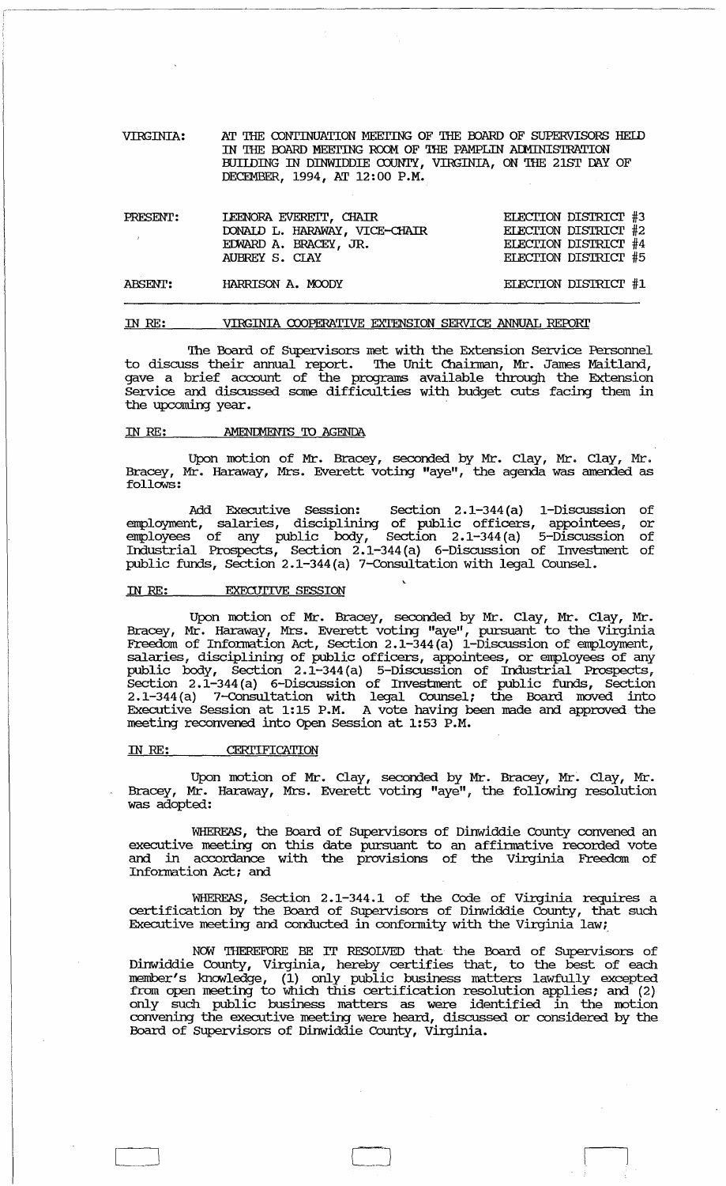VIRGINIA: AT THE CONTINUATION MEETING OF THE BOARD OF SUPERVISORS HELD IN THE BOARD MEETING ROOM OF THE PAMPLIN ADMINISTRATION BUILDING IN DINWIDDIE COUNTY, VIRGINIA, ON THE 21ST DAY OF DECEMBER, 1994, AT 12:00 P.M.

| | | |
|---|---|---|
| PRESENT: | LEENORA EVERETT, CHAIR | ELECTION DISTRICT #3 |
| | DONALD L. HARAWAY, VICE-CHAIR | ELECTION DISTRICT #2 |
| | EDWARD A. BRACEY, JR. | ELECTION DISTRICT #4 |
| | AUBREY S. CLAY | ELECTION DISTRICT #5 |
| ABSENT: | HARRISON A. MOODY | ELECTION DISTRICT #1 |

IN RE: VIRGINIA COOPERATIVE EXTENSION SERVICE ANNUAL REPORT

The Board of Supervisors met with the Extension Service Personnel to discuss their annual report. The Unit Chairman, Mr. James Maitland, gave a brief account of the programs available through the Extension Service and discussed some difficulties with budget cuts facing them in the upcoming year.

IN RE: AMENDMENTS TO AGENDA

Upon motion of Mr. Bracey, seconded by Mr. Clay, Mr. Clay, Mr. Bracey, Mr. Haraway, Mrs. Everett voting "aye", the agenda was amended as follows:

Add Executive Session: Section 2.1-344(a) 1-Discussion of employment, salaries, disciplining of public officers, appointees, or employees of any public body, Section 2.1-344(a) 5-Discussion of Industrial Prospects, Section 2.1-344(a) 6-Discussion of Investment of public funds, Section 2.1-344(a) 7-Consultation with legal Counsel.

IN RE: EXECUTIVE SESSION

Upon motion of Mr. Bracey, seconded by Mr. Clay, Mr. Clay, Mr. Bracey, Mr. Haraway, Mrs. Everett voting "aye", pursuant to the Virginia Freedom of Information Act, Section 2.1-344(a) 1-Discussion of employment, salaries, disciplining of public officers, appointees, or employees of any public body, Section 2.1-344(a) 5-Discussion of Industrial Prospects, Section 2.1-344(a) 6-Discussion of Investment of public funds, Section 2.1-344(a) 7-Consultation with legal Counsel; the Board moved into Executive Session at 1:15 P.M. A vote having been made and approved the meeting reconvened into Open Session at 1:53 P.M.

IN RE: CERTIFICATION

Upon motion of Mr. Clay, seconded by Mr. Bracey, Mr. Clay, Mr. Bracey, Mr. Haraway, Mrs. Everett voting "aye", the following resolution was adopted:

WHEREAS, the Board of Supervisors of Dinwiddie County convened an executive meeting on this date pursuant to an affirmative recorded vote and in accordance with the provisions of the Virginia Freedom of Information Act; and

WHEREAS, Section 2.1-344.1 of the Code of Virginia requires a certification by the Board of Supervisors of Dinwiddie County, that such Executive meeting and conducted in conformity with the Virginia law;

NOW THEREFORE BE IT RESOLVED that the Board of Supervisors of Dinwiddie County, Virginia, hereby certifies that, to the best of each member's knowledge, (1) only public business matters lawfully excepted from open meeting to which this certification resolution applies; and (2) only such public business matters as were identified in the motion convening the executive meeting were heard, discussed or considered by the Board of Supervisors of Dinwiddie County, Virginia.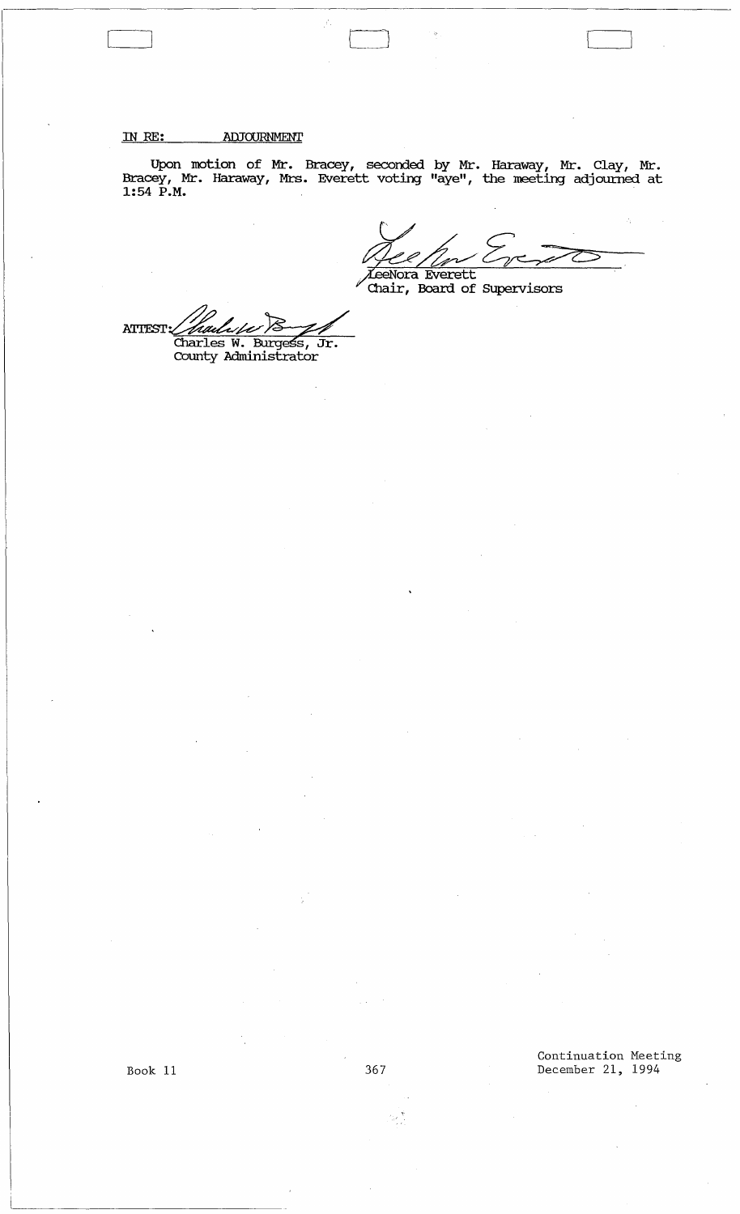IN RE: ADJOURNMENT

Upon motion of Mr. Bracey, seconded by Mr. Haraway, Mr. Clay, Mr. Bracey, Mr. Haraway, Mrs. Everett voting "aye", the meeting adjourned at 1:54 P.M.

LeeNora Everett
Chair, Board of Supervisors

ATTEST:
Charles W. Burgess, Jr.
County Administrator